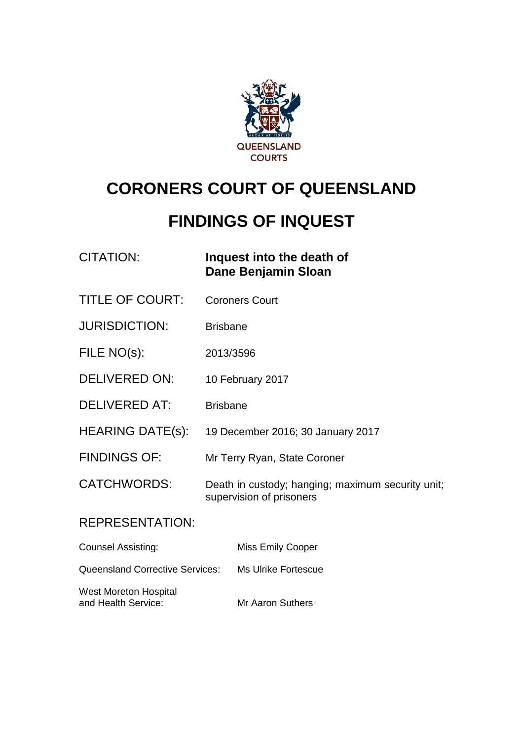# CORONERS COURT OF QUEENSLAND

# FINDINGS OF INQUEST

| | |
|---|---|
| CITATION: | **Inquest into the death of Dane Benjamin Sloan** |
| TITLE OF COURT: | Coroners Court |
| JURISDICTION: | Brisbane |
| FILE NO(s): | 2013/3596 |
| DELIVERED ON: | 10 February 2017 |
| DELIVERED AT: | Brisbane |
| HEARING DATE(s): | 19 December 2016; 30 January 2017 |
| FINDINGS OF: | Mr Terry Ryan, State Coroner |
| CATCHWORDS: | Death in custody; hanging; maximum security unit; supervision of prisoners |

REPRESENTATION:

| | |
|---|---|
| Counsel Assisting: | Miss Emily Cooper |
| Queensland Corrective Services: | Ms Ulrike Fortescue |
| West Moreton Hospital and Health Service: | Mr Aaron Suthers |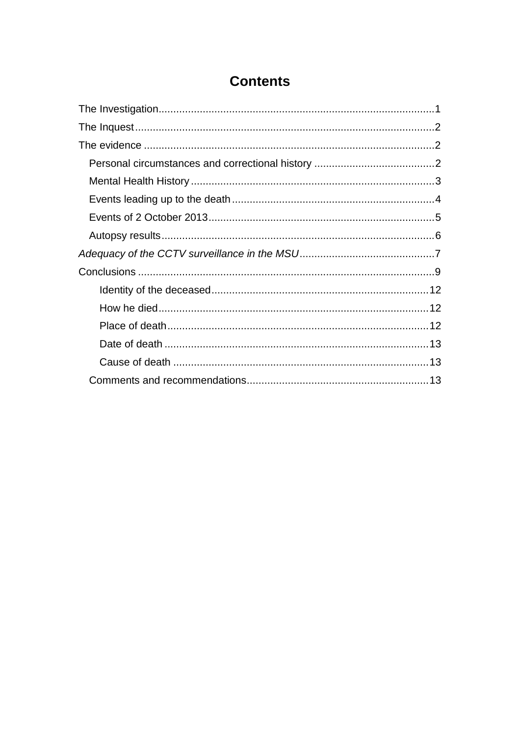# Contents

The Investigation....1
The Inquest....2
The evidence....2
- Personal circumstances and correctional history....2
- Mental Health History....3
- Events leading up to the death....4
- Events of 2 October 2013....5
- Autopsy results....6

*Adequacy of the CCTV surveillance in the MSU*....7
Conclusions....9
- Identity of the deceased....12
- How he died....12
- Place of death....12
- Date of death....13
- Cause of death....13
- Comments and recommendations....13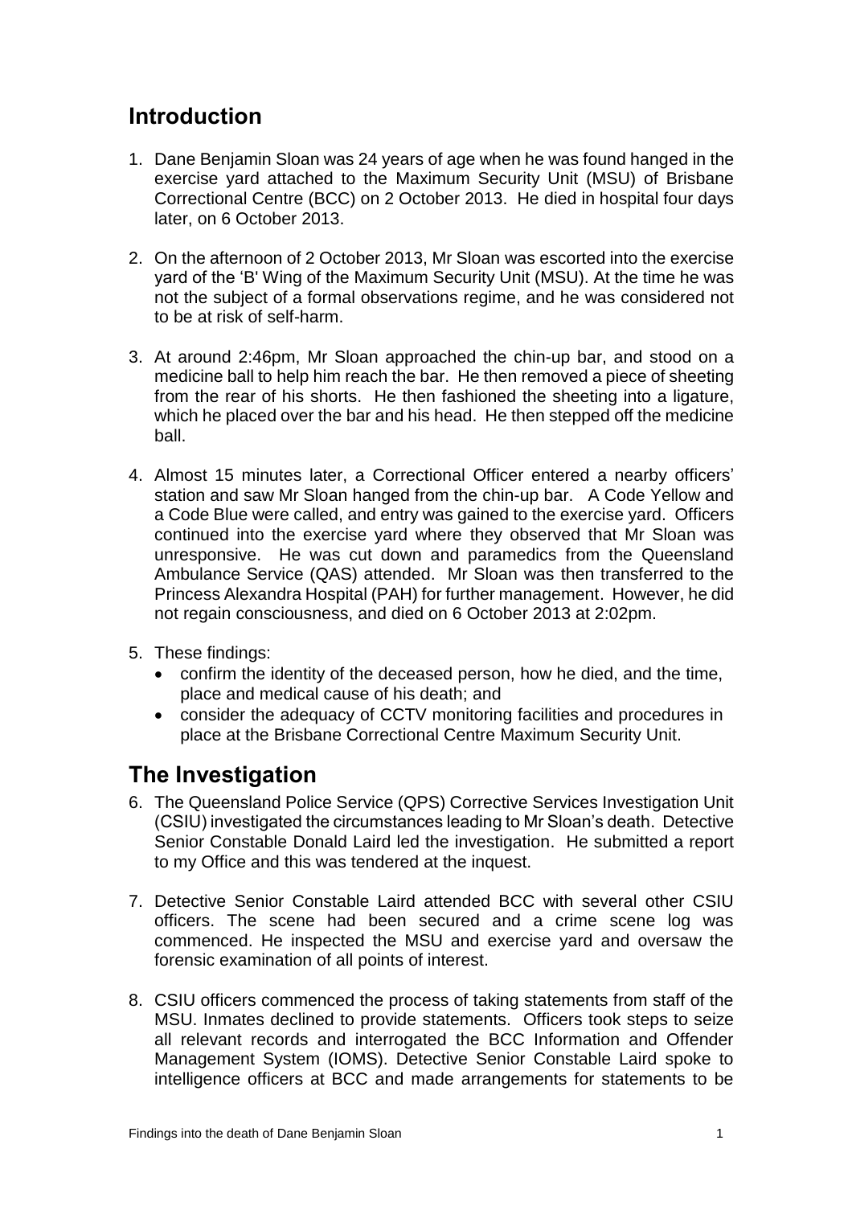## Introduction

1. Dane Benjamin Sloan was 24 years of age when he was found hanged in the exercise yard attached to the Maximum Security Unit (MSU) of Brisbane Correctional Centre (BCC) on 2 October 2013. He died in hospital four days later, on 6 October 2013.

2. On the afternoon of 2 October 2013, Mr Sloan was escorted into the exercise yard of the 'B' Wing of the Maximum Security Unit (MSU). At the time he was not the subject of a formal observations regime, and he was considered not to be at risk of self-harm.

3. At around 2:46pm, Mr Sloan approached the chin-up bar, and stood on a medicine ball to help him reach the bar. He then removed a piece of sheeting from the rear of his shorts. He then fashioned the sheeting into a ligature, which he placed over the bar and his head. He then stepped off the medicine ball.

4. Almost 15 minutes later, a Correctional Officer entered a nearby officers' station and saw Mr Sloan hanged from the chin-up bar. A Code Yellow and a Code Blue were called, and entry was gained to the exercise yard. Officers continued into the exercise yard where they observed that Mr Sloan was unresponsive. He was cut down and paramedics from the Queensland Ambulance Service (QAS) attended. Mr Sloan was then transferred to the Princess Alexandra Hospital (PAH) for further management. However, he did not regain consciousness, and died on 6 October 2013 at 2:02pm.

5. These findings:
   - confirm the identity of the deceased person, how he died, and the time, place and medical cause of his death; and
   - consider the adequacy of CCTV monitoring facilities and procedures in place at the Brisbane Correctional Centre Maximum Security Unit.

## The Investigation

6. The Queensland Police Service (QPS) Corrective Services Investigation Unit (CSIU) investigated the circumstances leading to Mr Sloan's death. Detective Senior Constable Donald Laird led the investigation. He submitted a report to my Office and this was tendered at the inquest.

7. Detective Senior Constable Laird attended BCC with several other CSIU officers. The scene had been secured and a crime scene log was commenced. He inspected the MSU and exercise yard and oversaw the forensic examination of all points of interest.

8. CSIU officers commenced the process of taking statements from staff of the MSU. Inmates declined to provide statements. Officers took steps to seize all relevant records and interrogated the BCC Information and Offender Management System (IOMS). Detective Senior Constable Laird spoke to intelligence officers at BCC and made arrangements for statements to be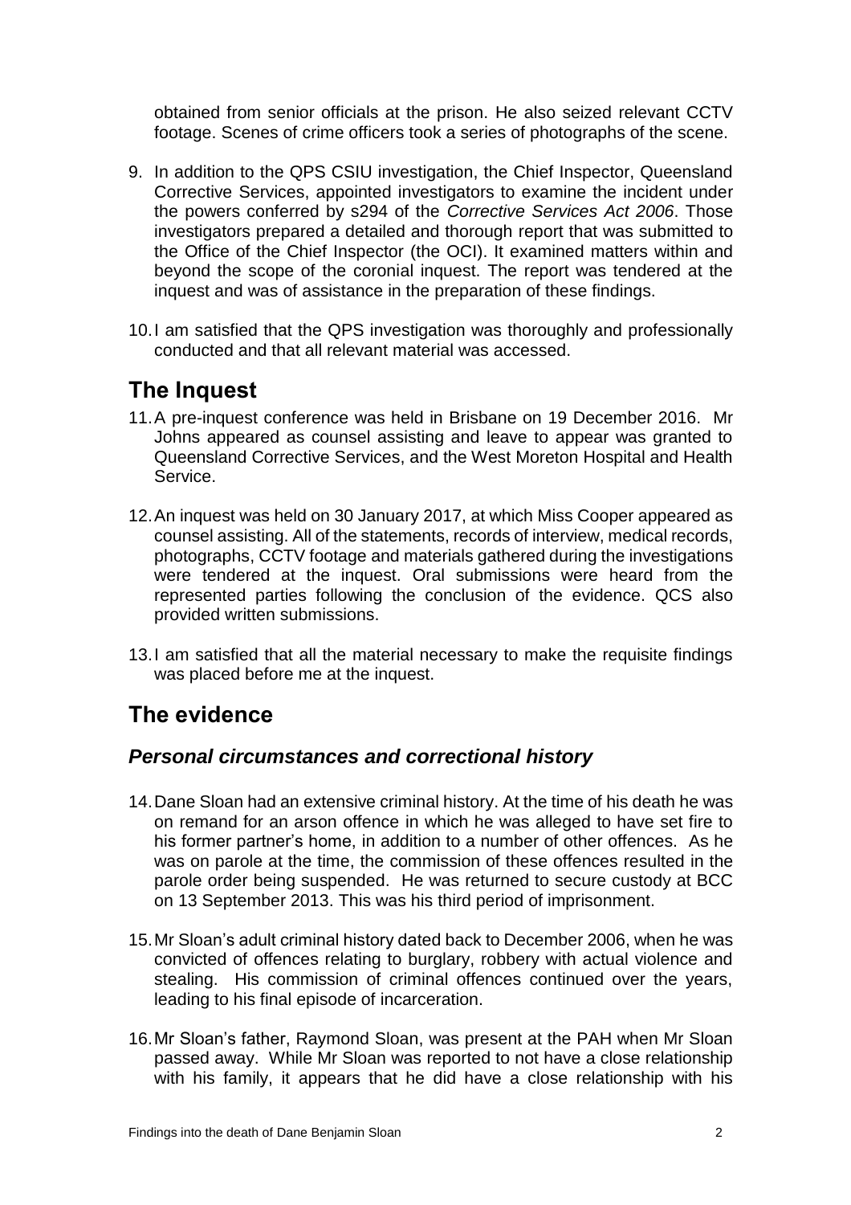obtained from senior officials at the prison. He also seized relevant CCTV footage. Scenes of crime officers took a series of photographs of the scene.

9. In addition to the QPS CSIU investigation, the Chief Inspector, Queensland Corrective Services, appointed investigators to examine the incident under the powers conferred by s294 of the *Corrective Services Act 2006*. Those investigators prepared a detailed and thorough report that was submitted to the Office of the Chief Inspector (the OCI). It examined matters within and beyond the scope of the coronial inquest. The report was tendered at the inquest and was of assistance in the preparation of these findings.

10. I am satisfied that the QPS investigation was thoroughly and professionally conducted and that all relevant material was accessed.

## The Inquest

11. A pre-inquest conference was held in Brisbane on 19 December 2016. Mr Johns appeared as counsel assisting and leave to appear was granted to Queensland Corrective Services, and the West Moreton Hospital and Health Service.

12. An inquest was held on 30 January 2017, at which Miss Cooper appeared as counsel assisting. All of the statements, records of interview, medical records, photographs, CCTV footage and materials gathered during the investigations were tendered at the inquest. Oral submissions were heard from the represented parties following the conclusion of the evidence. QCS also provided written submissions.

13. I am satisfied that all the material necessary to make the requisite findings was placed before me at the inquest.

## The evidence

### *Personal circumstances and correctional history*

14. Dane Sloan had an extensive criminal history. At the time of his death he was on remand for an arson offence in which he was alleged to have set fire to his former partner's home, in addition to a number of other offences. As he was on parole at the time, the commission of these offences resulted in the parole order being suspended. He was returned to secure custody at BCC on 13 September 2013. This was his third period of imprisonment.

15. Mr Sloan's adult criminal history dated back to December 2006, when he was convicted of offences relating to burglary, robbery with actual violence and stealing. His commission of criminal offences continued over the years, leading to his final episode of incarceration.

16. Mr Sloan's father, Raymond Sloan, was present at the PAH when Mr Sloan passed away. While Mr Sloan was reported to not have a close relationship with his family, it appears that he did have a close relationship with his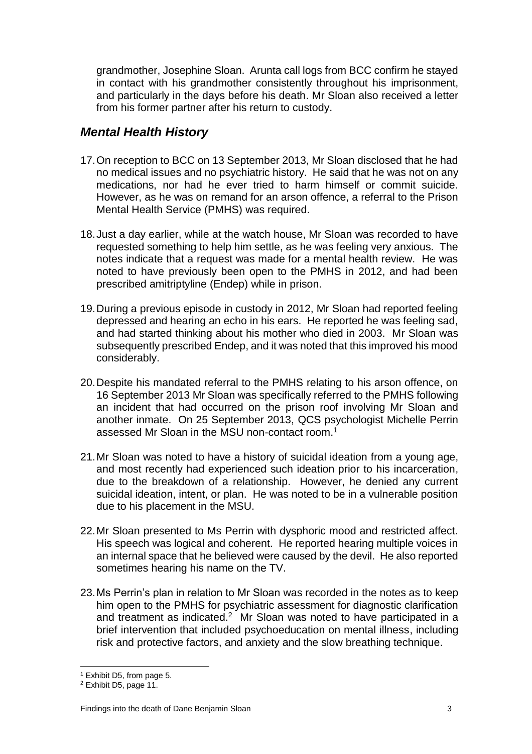grandmother, Josephine Sloan. Arunta call logs from BCC confirm he stayed in contact with his grandmother consistently throughout his imprisonment, and particularly in the days before his death. Mr Sloan also received a letter from his former partner after his return to custody.

## *Mental Health History*

17. On reception to BCC on 13 September 2013, Mr Sloan disclosed that he had no medical issues and no psychiatric history. He said that he was not on any medications, nor had he ever tried to harm himself or commit suicide. However, as he was on remand for an arson offence, a referral to the Prison Mental Health Service (PMHS) was required.

18. Just a day earlier, while at the watch house, Mr Sloan was recorded to have requested something to help him settle, as he was feeling very anxious. The notes indicate that a request was made for a mental health review. He was noted to have previously been open to the PMHS in 2012, and had been prescribed amitriptyline (Endep) while in prison.

19. During a previous episode in custody in 2012, Mr Sloan had reported feeling depressed and hearing an echo in his ears. He reported he was feeling sad, and had started thinking about his mother who died in 2003. Mr Sloan was subsequently prescribed Endep, and it was noted that this improved his mood considerably.

20. Despite his mandated referral to the PMHS relating to his arson offence, on 16 September 2013 Mr Sloan was specifically referred to the PMHS following an incident that had occurred on the prison roof involving Mr Sloan and another inmate. On 25 September 2013, QCS psychologist Michelle Perrin assessed Mr Sloan in the MSU non-contact room.[1]

21. Mr Sloan was noted to have a history of suicidal ideation from a young age, and most recently had experienced such ideation prior to his incarceration, due to the breakdown of a relationship. However, he denied any current suicidal ideation, intent, or plan. He was noted to be in a vulnerable position due to his placement in the MSU.

22. Mr Sloan presented to Ms Perrin with dysphoric mood and restricted affect. His speech was logical and coherent. He reported hearing multiple voices in an internal space that he believed were caused by the devil. He also reported sometimes hearing his name on the TV.

23. Ms Perrin's plan in relation to Mr Sloan was recorded in the notes as to keep him open to the PMHS for psychiatric assessment for diagnostic clarification and treatment as indicated.[2] Mr Sloan was noted to have participated in a brief intervention that included psychoeducation on mental illness, including risk and protective factors, and anxiety and the slow breathing technique.

[1] Exhibit D5, from page 5.

[2] Exhibit D5, page 11.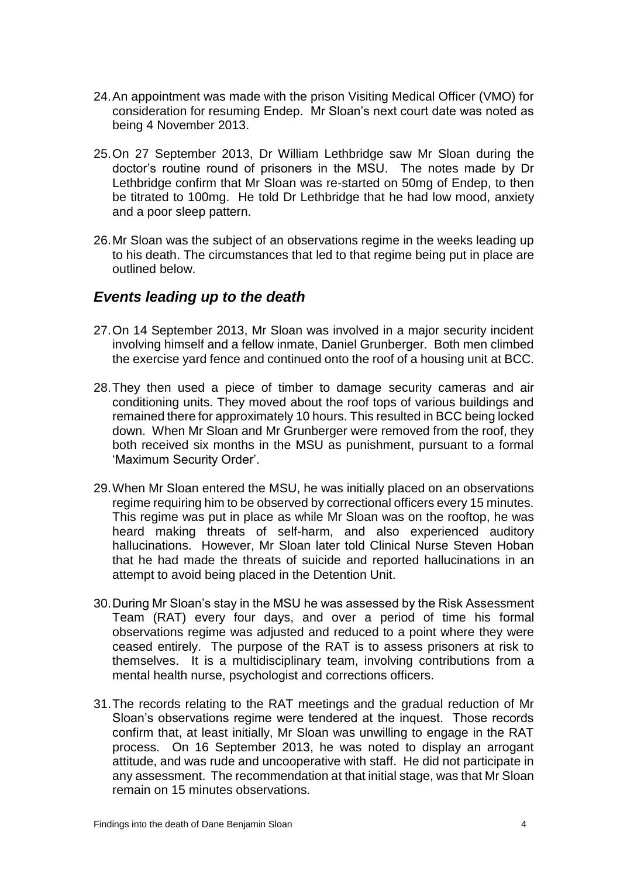24. An appointment was made with the prison Visiting Medical Officer (VMO) for consideration for resuming Endep. Mr Sloan's next court date was noted as being 4 November 2013.

25. On 27 September 2013, Dr William Lethbridge saw Mr Sloan during the doctor's routine round of prisoners in the MSU. The notes made by Dr Lethbridge confirm that Mr Sloan was re-started on 50mg of Endep, to then be titrated to 100mg. He told Dr Lethbridge that he had low mood, anxiety and a poor sleep pattern.

26. Mr Sloan was the subject of an observations regime in the weeks leading up to his death. The circumstances that led to that regime being put in place are outlined below.

## *Events leading up to the death*

27. On 14 September 2013, Mr Sloan was involved in a major security incident involving himself and a fellow inmate, Daniel Grunberger. Both men climbed the exercise yard fence and continued onto the roof of a housing unit at BCC.

28. They then used a piece of timber to damage security cameras and air conditioning units. They moved about the roof tops of various buildings and remained there for approximately 10 hours. This resulted in BCC being locked down. When Mr Sloan and Mr Grunberger were removed from the roof, they both received six months in the MSU as punishment, pursuant to a formal 'Maximum Security Order'.

29. When Mr Sloan entered the MSU, he was initially placed on an observations regime requiring him to be observed by correctional officers every 15 minutes. This regime was put in place as while Mr Sloan was on the rooftop, he was heard making threats of self-harm, and also experienced auditory hallucinations. However, Mr Sloan later told Clinical Nurse Steven Hoban that he had made the threats of suicide and reported hallucinations in an attempt to avoid being placed in the Detention Unit.

30. During Mr Sloan's stay in the MSU he was assessed by the Risk Assessment Team (RAT) every four days, and over a period of time his formal observations regime was adjusted and reduced to a point where they were ceased entirely. The purpose of the RAT is to assess prisoners at risk to themselves. It is a multidisciplinary team, involving contributions from a mental health nurse, psychologist and corrections officers.

31. The records relating to the RAT meetings and the gradual reduction of Mr Sloan's observations regime were tendered at the inquest. Those records confirm that, at least initially, Mr Sloan was unwilling to engage in the RAT process. On 16 September 2013, he was noted to display an arrogant attitude, and was rude and uncooperative with staff. He did not participate in any assessment. The recommendation at that initial stage, was that Mr Sloan remain on 15 minutes observations.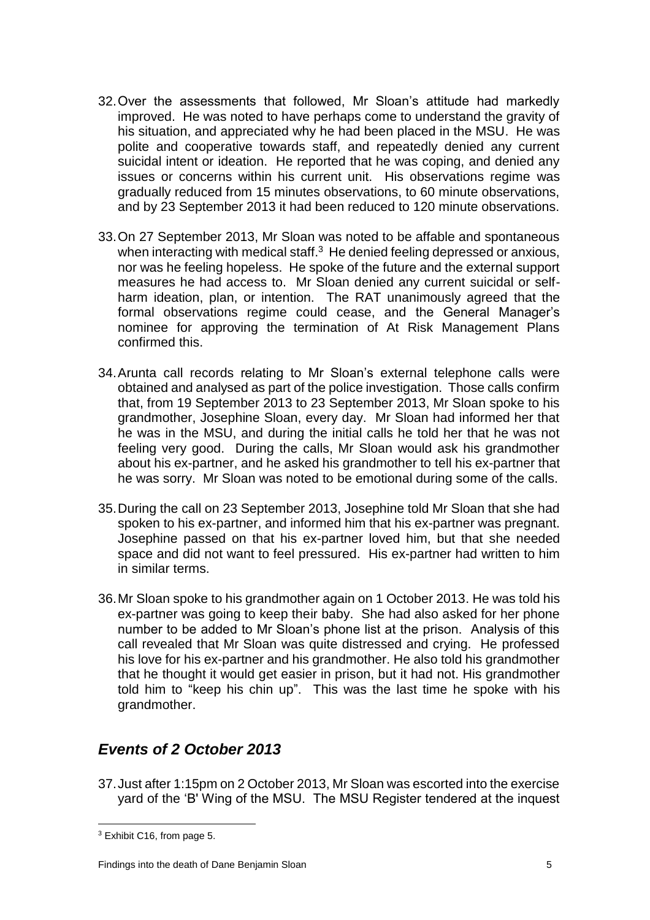32. Over the assessments that followed, Mr Sloan's attitude had markedly improved. He was noted to have perhaps come to understand the gravity of his situation, and appreciated why he had been placed in the MSU. He was polite and cooperative towards staff, and repeatedly denied any current suicidal intent or ideation. He reported that he was coping, and denied any issues or concerns within his current unit. His observations regime was gradually reduced from 15 minutes observations, to 60 minute observations, and by 23 September 2013 it had been reduced to 120 minute observations.

33. On 27 September 2013, Mr Sloan was noted to be affable and spontaneous when interacting with medical staff.[3] He denied feeling depressed or anxious, nor was he feeling hopeless. He spoke of the future and the external support measures he had access to. Mr Sloan denied any current suicidal or self-harm ideation, plan, or intention. The RAT unanimously agreed that the formal observations regime could cease, and the General Manager's nominee for approving the termination of At Risk Management Plans confirmed this.

34. Arunta call records relating to Mr Sloan's external telephone calls were obtained and analysed as part of the police investigation. Those calls confirm that, from 19 September 2013 to 23 September 2013, Mr Sloan spoke to his grandmother, Josephine Sloan, every day. Mr Sloan had informed her that he was in the MSU, and during the initial calls he told her that he was not feeling very good. During the calls, Mr Sloan would ask his grandmother about his ex-partner, and he asked his grandmother to tell his ex-partner that he was sorry. Mr Sloan was noted to be emotional during some of the calls.

35. During the call on 23 September 2013, Josephine told Mr Sloan that she had spoken to his ex-partner, and informed him that his ex-partner was pregnant. Josephine passed on that his ex-partner loved him, but that she needed space and did not want to feel pressured. His ex-partner had written to him in similar terms.

36. Mr Sloan spoke to his grandmother again on 1 October 2013. He was told his ex-partner was going to keep their baby. She had also asked for her phone number to be added to Mr Sloan's phone list at the prison. Analysis of this call revealed that Mr Sloan was quite distressed and crying. He professed his love for his ex-partner and his grandmother. He also told his grandmother that he thought it would get easier in prison, but it had not. His grandmother told him to "keep his chin up". This was the last time he spoke with his grandmother.

## *Events of 2 October 2013*

37. Just after 1:15pm on 2 October 2013, Mr Sloan was escorted into the exercise yard of the 'B' Wing of the MSU. The MSU Register tendered at the inquest

[3] Exhibit C16, from page 5.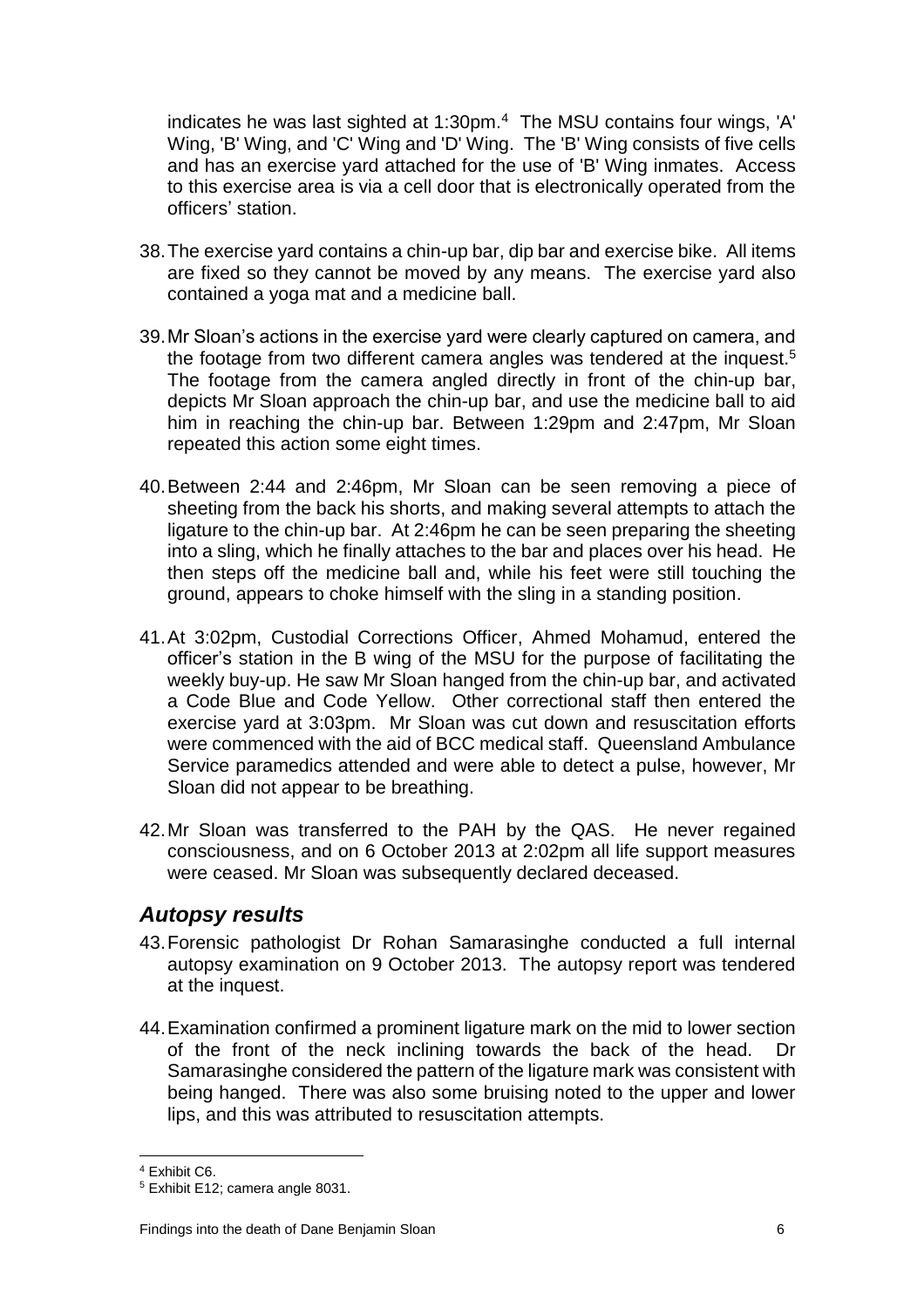indicates he was last sighted at 1:30pm.[4] The MSU contains four wings, 'A' Wing, 'B' Wing, and 'C' Wing and 'D' Wing. The 'B' Wing consists of five cells and has an exercise yard attached for the use of 'B' Wing inmates. Access to this exercise area is via a cell door that is electronically operated from the officers' station.

38. The exercise yard contains a chin-up bar, dip bar and exercise bike. All items are fixed so they cannot be moved by any means. The exercise yard also contained a yoga mat and a medicine ball.

39. Mr Sloan's actions in the exercise yard were clearly captured on camera, and the footage from two different camera angles was tendered at the inquest.[5] The footage from the camera angled directly in front of the chin-up bar, depicts Mr Sloan approach the chin-up bar, and use the medicine ball to aid him in reaching the chin-up bar. Between 1:29pm and 2:47pm, Mr Sloan repeated this action some eight times.

40. Between 2:44 and 2:46pm, Mr Sloan can be seen removing a piece of sheeting from the back his shorts, and making several attempts to attach the ligature to the chin-up bar. At 2:46pm he can be seen preparing the sheeting into a sling, which he finally attaches to the bar and places over his head. He then steps off the medicine ball and, while his feet were still touching the ground, appears to choke himself with the sling in a standing position.

41. At 3:02pm, Custodial Corrections Officer, Ahmed Mohamud, entered the officer's station in the B wing of the MSU for the purpose of facilitating the weekly buy-up. He saw Mr Sloan hanged from the chin-up bar, and activated a Code Blue and Code Yellow. Other correctional staff then entered the exercise yard at 3:03pm. Mr Sloan was cut down and resuscitation efforts were commenced with the aid of BCC medical staff. Queensland Ambulance Service paramedics attended and were able to detect a pulse, however, Mr Sloan did not appear to be breathing.

42. Mr Sloan was transferred to the PAH by the QAS. He never regained consciousness, and on 6 October 2013 at 2:02pm all life support measures were ceased. Mr Sloan was subsequently declared deceased.

## *Autopsy results*

43. Forensic pathologist Dr Rohan Samarasinghe conducted a full internal autopsy examination on 9 October 2013. The autopsy report was tendered at the inquest.

44. Examination confirmed a prominent ligature mark on the mid to lower section of the front of the neck inclining towards the back of the head. Dr Samarasinghe considered the pattern of the ligature mark was consistent with being hanged. There was also some bruising noted to the upper and lower lips, and this was attributed to resuscitation attempts.

---

[4] Exhibit C6.

[5] Exhibit E12; camera angle 8031.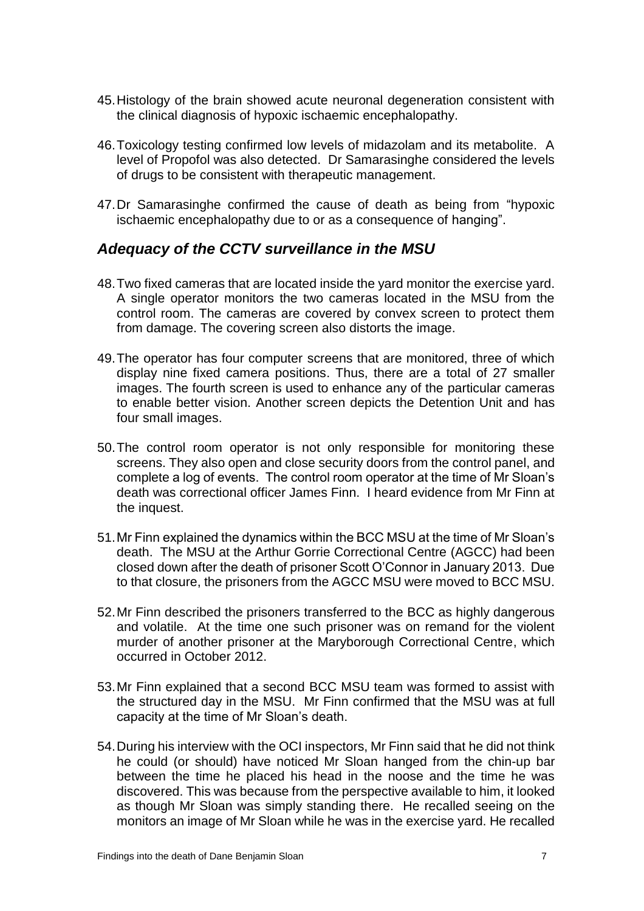45. Histology of the brain showed acute neuronal degeneration consistent with the clinical diagnosis of hypoxic ischaemic encephalopathy.

46. Toxicology testing confirmed low levels of midazolam and its metabolite. A level of Propofol was also detected. Dr Samarasinghe considered the levels of drugs to be consistent with therapeutic management.

47. Dr Samarasinghe confirmed the cause of death as being from "hypoxic ischaemic encephalopathy due to or as a consequence of hanging".

## *Adequacy of the CCTV surveillance in the MSU*

48. Two fixed cameras that are located inside the yard monitor the exercise yard. A single operator monitors the two cameras located in the MSU from the control room. The cameras are covered by convex screen to protect them from damage. The covering screen also distorts the image.

49. The operator has four computer screens that are monitored, three of which display nine fixed camera positions. Thus, there are a total of 27 smaller images. The fourth screen is used to enhance any of the particular cameras to enable better vision. Another screen depicts the Detention Unit and has four small images.

50. The control room operator is not only responsible for monitoring these screens. They also open and close security doors from the control panel, and complete a log of events. The control room operator at the time of Mr Sloan's death was correctional officer James Finn. I heard evidence from Mr Finn at the inquest.

51. Mr Finn explained the dynamics within the BCC MSU at the time of Mr Sloan's death. The MSU at the Arthur Gorrie Correctional Centre (AGCC) had been closed down after the death of prisoner Scott O'Connor in January 2013. Due to that closure, the prisoners from the AGCC MSU were moved to BCC MSU.

52. Mr Finn described the prisoners transferred to the BCC as highly dangerous and volatile. At the time one such prisoner was on remand for the violent murder of another prisoner at the Maryborough Correctional Centre, which occurred in October 2012.

53. Mr Finn explained that a second BCC MSU team was formed to assist with the structured day in the MSU. Mr Finn confirmed that the MSU was at full capacity at the time of Mr Sloan's death.

54. During his interview with the OCI inspectors, Mr Finn said that he did not think he could (or should) have noticed Mr Sloan hanged from the chin-up bar between the time he placed his head in the noose and the time he was discovered. This was because from the perspective available to him, it looked as though Mr Sloan was simply standing there. He recalled seeing on the monitors an image of Mr Sloan while he was in the exercise yard. He recalled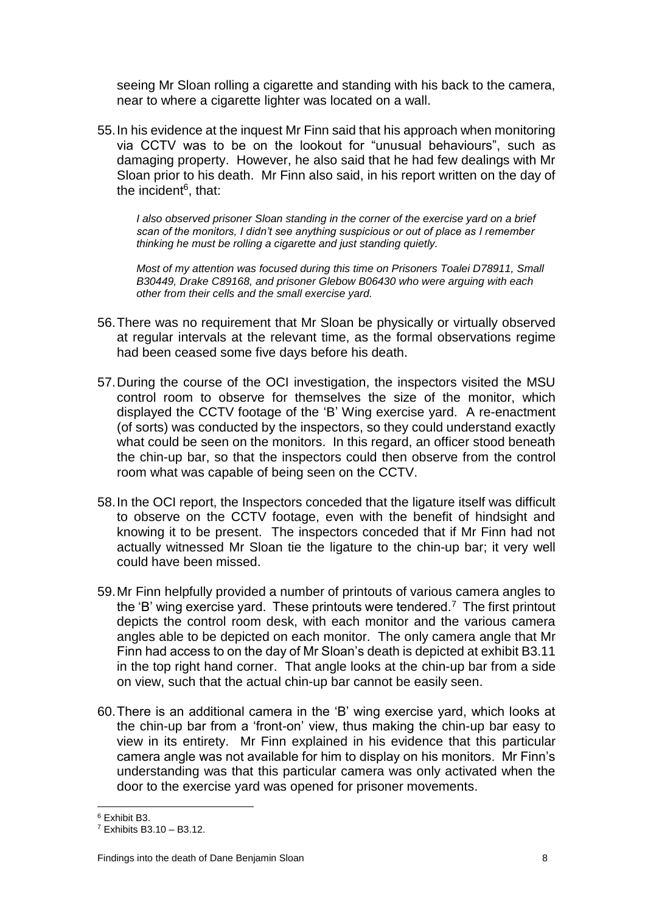seeing Mr Sloan rolling a cigarette and standing with his back to the camera, near to where a cigarette lighter was located on a wall.

55. In his evidence at the inquest Mr Finn said that his approach when monitoring via CCTV was to be on the lookout for "unusual behaviours", such as damaging property. However, he also said that he had few dealings with Mr Sloan prior to his death. Mr Finn also said, in his report written on the day of the incident[6], that:

> *I also observed prisoner Sloan standing in the corner of the exercise yard on a brief scan of the monitors, I didn't see anything suspicious or out of place as I remember thinking he must be rolling a cigarette and just standing quietly.*
>
> *Most of my attention was focused during this time on Prisoners Toalei D78911, Small B30449, Drake C89168, and prisoner Glebow B06430 who were arguing with each other from their cells and the small exercise yard.*

56. There was no requirement that Mr Sloan be physically or virtually observed at regular intervals at the relevant time, as the formal observations regime had been ceased some five days before his death.

57. During the course of the OCI investigation, the inspectors visited the MSU control room to observe for themselves the size of the monitor, which displayed the CCTV footage of the 'B' Wing exercise yard. A re-enactment (of sorts) was conducted by the inspectors, so they could understand exactly what could be seen on the monitors. In this regard, an officer stood beneath the chin-up bar, so that the inspectors could then observe from the control room what was capable of being seen on the CCTV.

58. In the OCI report, the Inspectors conceded that the ligature itself was difficult to observe on the CCTV footage, even with the benefit of hindsight and knowing it to be present. The inspectors conceded that if Mr Finn had not actually witnessed Mr Sloan tie the ligature to the chin-up bar; it very well could have been missed.

59. Mr Finn helpfully provided a number of printouts of various camera angles to the 'B' wing exercise yard. These printouts were tendered.[7] The first printout depicts the control room desk, with each monitor and the various camera angles able to be depicted on each monitor. The only camera angle that Mr Finn had access to on the day of Mr Sloan's death is depicted at exhibit B3.11 in the top right hand corner. That angle looks at the chin-up bar from a side on view, such that the actual chin-up bar cannot be easily seen.

60. There is an additional camera in the 'B' wing exercise yard, which looks at the chin-up bar from a 'front-on' view, thus making the chin-up bar easy to view in its entirety. Mr Finn explained in his evidence that this particular camera angle was not available for him to display on his monitors. Mr Finn's understanding was that this particular camera was only activated when the door to the exercise yard was opened for prisoner movements.

---

[6] Exhibit B3.

[7] Exhibits B3.10 – B3.12.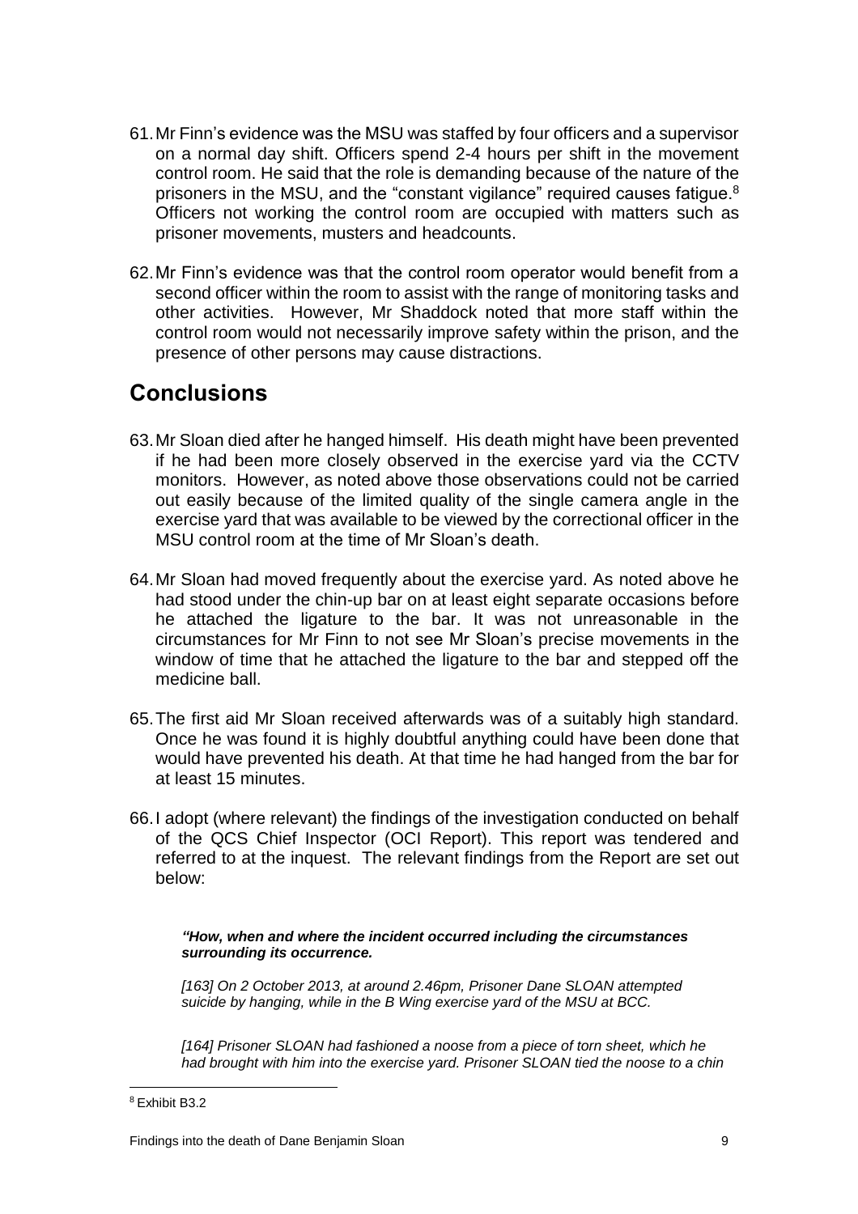61. Mr Finn's evidence was the MSU was staffed by four officers and a supervisor on a normal day shift. Officers spend 2-4 hours per shift in the movement control room. He said that the role is demanding because of the nature of the prisoners in the MSU, and the "constant vigilance" required causes fatigue.[8] Officers not working the control room are occupied with matters such as prisoner movements, musters and headcounts.

62. Mr Finn's evidence was that the control room operator would benefit from a second officer within the room to assist with the range of monitoring tasks and other activities. However, Mr Shaddock noted that more staff within the control room would not necessarily improve safety within the prison, and the presence of other persons may cause distractions.

## Conclusions

63. Mr Sloan died after he hanged himself. His death might have been prevented if he had been more closely observed in the exercise yard via the CCTV monitors. However, as noted above those observations could not be carried out easily because of the limited quality of the single camera angle in the exercise yard that was available to be viewed by the correctional officer in the MSU control room at the time of Mr Sloan's death.

64. Mr Sloan had moved frequently about the exercise yard. As noted above he had stood under the chin-up bar on at least eight separate occasions before he attached the ligature to the bar. It was not unreasonable in the circumstances for Mr Finn to not see Mr Sloan's precise movements in the window of time that he attached the ligature to the bar and stepped off the medicine ball.

65. The first aid Mr Sloan received afterwards was of a suitably high standard. Once he was found it is highly doubtful anything could have been done that would have prevented his death. At that time he had hanged from the bar for at least 15 minutes.

66. I adopt (where relevant) the findings of the investigation conducted on behalf of the QCS Chief Inspector (OCI Report). This report was tendered and referred to at the inquest. The relevant findings from the Report are set out below:

> ***"How, when and where the incident occurred including the circumstances surrounding its occurrence.***
>
> *[163] On 2 October 2013, at around 2.46pm, Prisoner Dane SLOAN attempted suicide by hanging, while in the B Wing exercise yard of the MSU at BCC.*
>
> *[164] Prisoner SLOAN had fashioned a noose from a piece of torn sheet, which he had brought with him into the exercise yard. Prisoner SLOAN tied the noose to a chin*

[8] Exhibit B3.2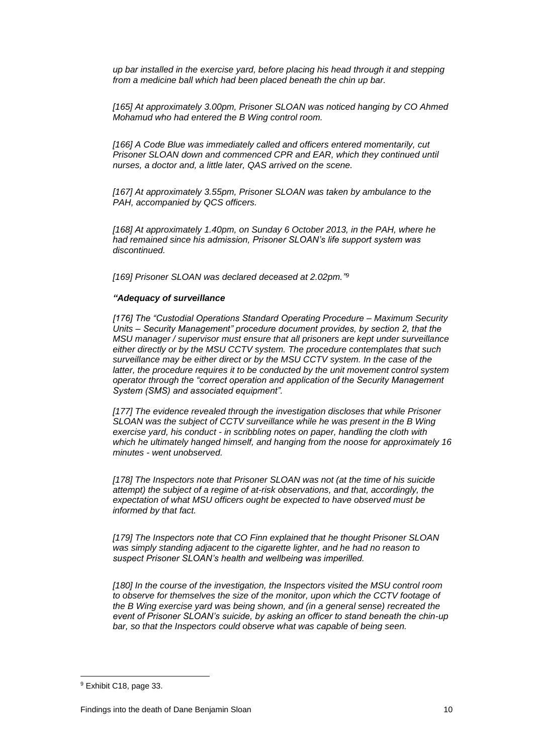*up bar installed in the exercise yard, before placing his head through it and stepping from a medicine ball which had been placed beneath the chin up bar.*

*[165] At approximately 3.00pm, Prisoner SLOAN was noticed hanging by CO Ahmed Mohamud who had entered the B Wing control room.*

*[166] A Code Blue was immediately called and officers entered momentarily, cut Prisoner SLOAN down and commenced CPR and EAR, which they continued until nurses, a doctor and, a little later, QAS arrived on the scene.*

*[167] At approximately 3.55pm, Prisoner SLOAN was taken by ambulance to the PAH, accompanied by QCS officers.*

*[168] At approximately 1.40pm, on Sunday 6 October 2013, in the PAH, where he had remained since his admission, Prisoner SLOAN's life support system was discontinued.*

*[169] Prisoner SLOAN was declared deceased at 2.02pm."*[9]

***"Adequacy of surveillance***

*[176] The "Custodial Operations Standard Operating Procedure – Maximum Security Units – Security Management" procedure document provides, by section 2, that the MSU manager / supervisor must ensure that all prisoners are kept under surveillance either directly or by the MSU CCTV system. The procedure contemplates that such surveillance may be either direct or by the MSU CCTV system. In the case of the latter, the procedure requires it to be conducted by the unit movement control system operator through the "correct operation and application of the Security Management System (SMS) and associated equipment".*

*[177] The evidence revealed through the investigation discloses that while Prisoner SLOAN was the subject of CCTV surveillance while he was present in the B Wing exercise yard, his conduct - in scribbling notes on paper, handling the cloth with which he ultimately hanged himself, and hanging from the noose for approximately 16 minutes - went unobserved.*

*[178] The Inspectors note that Prisoner SLOAN was not (at the time of his suicide attempt) the subject of a regime of at-risk observations, and that, accordingly, the expectation of what MSU officers ought be expected to have observed must be informed by that fact.*

*[179] The Inspectors note that CO Finn explained that he thought Prisoner SLOAN was simply standing adjacent to the cigarette lighter, and he had no reason to suspect Prisoner SLOAN's health and wellbeing was imperilled.*

*[180] In the course of the investigation, the Inspectors visited the MSU control room to observe for themselves the size of the monitor, upon which the CCTV footage of the B Wing exercise yard was being shown, and (in a general sense) recreated the event of Prisoner SLOAN's suicide, by asking an officer to stand beneath the chin-up bar, so that the Inspectors could observe what was capable of being seen.*

[9] Exhibit C18, page 33.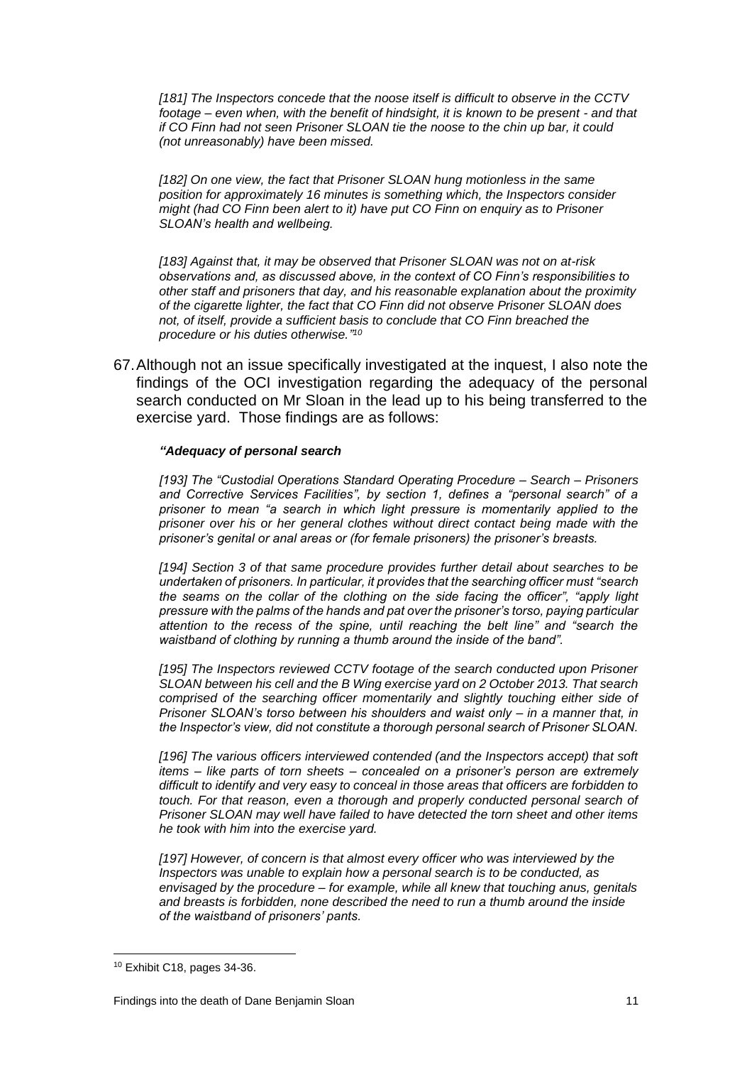*[181] The Inspectors concede that the noose itself is difficult to observe in the CCTV footage – even when, with the benefit of hindsight, it is known to be present - and that if CO Finn had not seen Prisoner SLOAN tie the noose to the chin up bar, it could (not unreasonably) have been missed.*

*[182] On one view, the fact that Prisoner SLOAN hung motionless in the same position for approximately 16 minutes is something which, the Inspectors consider might (had CO Finn been alert to it) have put CO Finn on enquiry as to Prisoner SLOAN's health and wellbeing.*

*[183] Against that, it may be observed that Prisoner SLOAN was not on at-risk observations and, as discussed above, in the context of CO Finn's responsibilities to other staff and prisoners that day, and his reasonable explanation about the proximity of the cigarette lighter, the fact that CO Finn did not observe Prisoner SLOAN does not, of itself, provide a sufficient basis to conclude that CO Finn breached the procedure or his duties otherwise."*[10]

67. Although not an issue specifically investigated at the inquest, I also note the findings of the OCI investigation regarding the adequacy of the personal search conducted on Mr Sloan in the lead up to his being transferred to the exercise yard. Those findings are as follows:

***"Adequacy of personal search***

*[193] The "Custodial Operations Standard Operating Procedure – Search – Prisoners and Corrective Services Facilities", by section 1, defines a "personal search" of a prisoner to mean "a search in which light pressure is momentarily applied to the prisoner over his or her general clothes without direct contact being made with the prisoner's genital or anal areas or (for female prisoners) the prisoner's breasts.*

*[194] Section 3 of that same procedure provides further detail about searches to be undertaken of prisoners. In particular, it provides that the searching officer must "search the seams on the collar of the clothing on the side facing the officer", "apply light pressure with the palms of the hands and pat over the prisoner's torso, paying particular attention to the recess of the spine, until reaching the belt line" and "search the waistband of clothing by running a thumb around the inside of the band".*

*[195] The Inspectors reviewed CCTV footage of the search conducted upon Prisoner SLOAN between his cell and the B Wing exercise yard on 2 October 2013. That search comprised of the searching officer momentarily and slightly touching either side of Prisoner SLOAN's torso between his shoulders and waist only – in a manner that, in the Inspector's view, did not constitute a thorough personal search of Prisoner SLOAN.*

*[196] The various officers interviewed contended (and the Inspectors accept) that soft items – like parts of torn sheets – concealed on a prisoner's person are extremely difficult to identify and very easy to conceal in those areas that officers are forbidden to touch. For that reason, even a thorough and properly conducted personal search of Prisoner SLOAN may well have failed to have detected the torn sheet and other items he took with him into the exercise yard.*

*[197] However, of concern is that almost every officer who was interviewed by the Inspectors was unable to explain how a personal search is to be conducted, as envisaged by the procedure – for example, while all knew that touching anus, genitals and breasts is forbidden, none described the need to run a thumb around the inside of the waistband of prisoners' pants.*

[10] Exhibit C18, pages 34-36.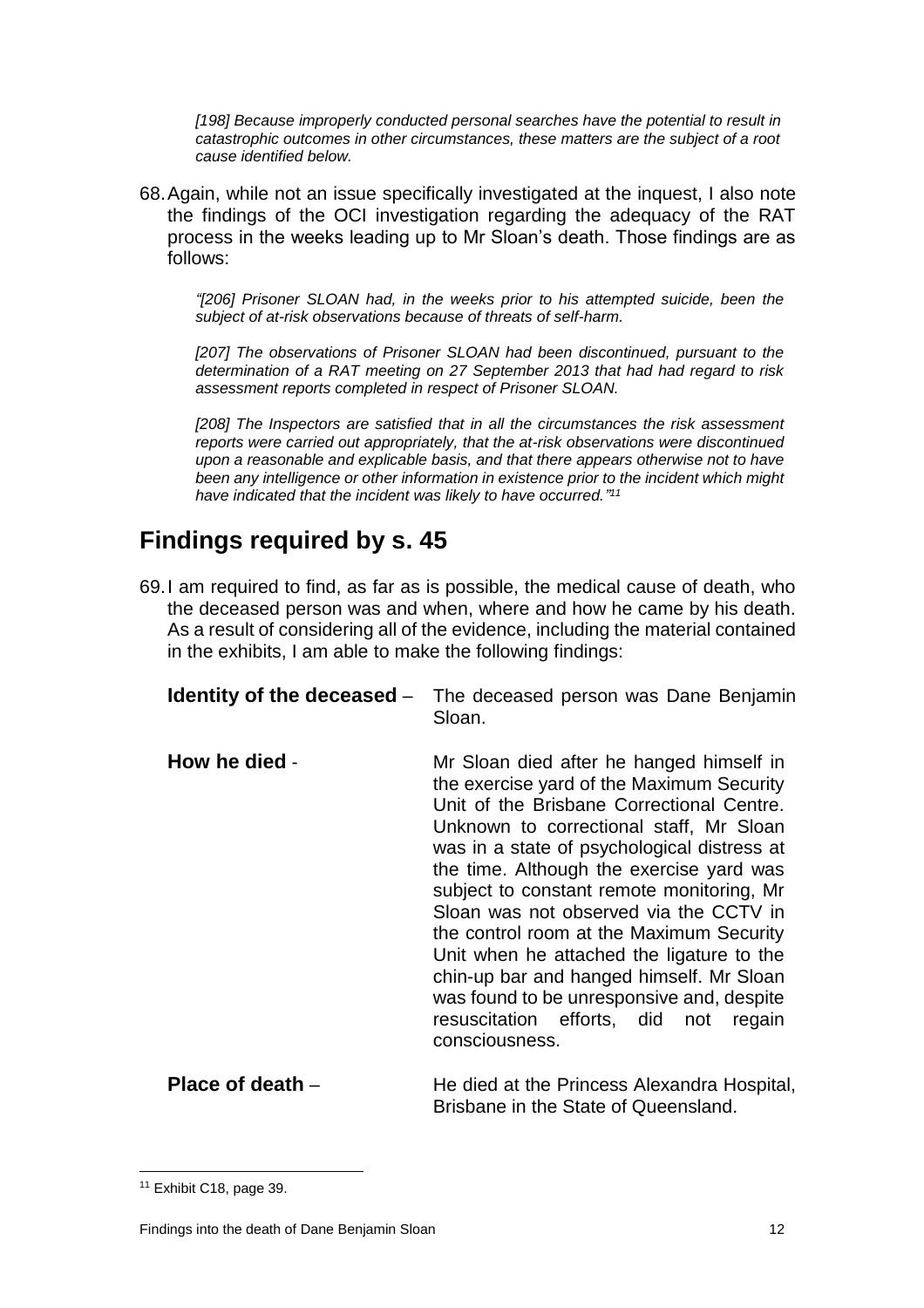*[198] Because improperly conducted personal searches have the potential to result in catastrophic outcomes in other circumstances, these matters are the subject of a root cause identified below.*

68. Again, while not an issue specifically investigated at the inquest, I also note the findings of the OCI investigation regarding the adequacy of the RAT process in the weeks leading up to Mr Sloan's death. Those findings are as follows:

*"[206] Prisoner SLOAN had, in the weeks prior to his attempted suicide, been the subject of at-risk observations because of threats of self-harm.*

*[207] The observations of Prisoner SLOAN had been discontinued, pursuant to the determination of a RAT meeting on 27 September 2013 that had had regard to risk assessment reports completed in respect of Prisoner SLOAN.*

*[208] The Inspectors are satisfied that in all the circumstances the risk assessment reports were carried out appropriately, that the at-risk observations were discontinued upon a reasonable and explicable basis, and that there appears otherwise not to have been any intelligence or other information in existence prior to the incident which might have indicated that the incident was likely to have occurred."*[11]

## Findings required by s. 45

69. I am required to find, as far as is possible, the medical cause of death, who the deceased person was and when, where and how he came by his death. As a result of considering all of the evidence, including the material contained in the exhibits, I am able to make the following findings:

**Identity of the deceased** – The deceased person was Dane Benjamin Sloan.

**How he died** - Mr Sloan died after he hanged himself in the exercise yard of the Maximum Security Unit of the Brisbane Correctional Centre. Unknown to correctional staff, Mr Sloan was in a state of psychological distress at the time. Although the exercise yard was subject to constant remote monitoring, Mr Sloan was not observed via the CCTV in the control room at the Maximum Security Unit when he attached the ligature to the chin-up bar and hanged himself. Mr Sloan was found to be unresponsive and, despite resuscitation efforts, did not regain consciousness.

**Place of death** – He died at the Princess Alexandra Hospital, Brisbane in the State of Queensland.

---

[11] Exhibit C18, page 39.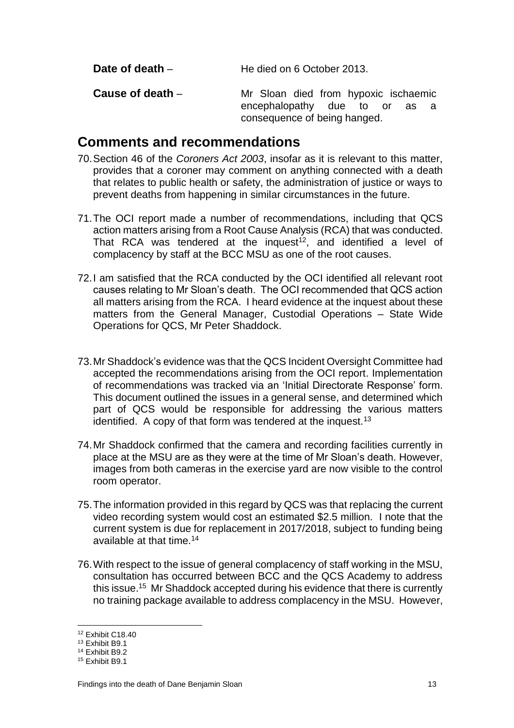**Date of death** – He died on 6 October 2013.

**Cause of death** – Mr Sloan died from hypoxic ischaemic encephalopathy due to or as a consequence of being hanged.

## Comments and recommendations

70. Section 46 of the *Coroners Act 2003*, insofar as it is relevant to this matter, provides that a coroner may comment on anything connected with a death that relates to public health or safety, the administration of justice or ways to prevent deaths from happening in similar circumstances in the future.

71. The OCI report made a number of recommendations, including that QCS action matters arising from a Root Cause Analysis (RCA) that was conducted. That RCA was tendered at the inquest[12], and identified a level of complacency by staff at the BCC MSU as one of the root causes.

72. I am satisfied that the RCA conducted by the OCI identified all relevant root causes relating to Mr Sloan's death. The OCI recommended that QCS action all matters arising from the RCA. I heard evidence at the inquest about these matters from the General Manager, Custodial Operations – State Wide Operations for QCS, Mr Peter Shaddock.

73. Mr Shaddock's evidence was that the QCS Incident Oversight Committee had accepted the recommendations arising from the OCI report. Implementation of recommendations was tracked via an 'Initial Directorate Response' form. This document outlined the issues in a general sense, and determined which part of QCS would be responsible for addressing the various matters identified. A copy of that form was tendered at the inquest.[13]

74. Mr Shaddock confirmed that the camera and recording facilities currently in place at the MSU are as they were at the time of Mr Sloan's death. However, images from both cameras in the exercise yard are now visible to the control room operator.

75. The information provided in this regard by QCS was that replacing the current video recording system would cost an estimated $2.5 million. I note that the current system is due for replacement in 2017/2018, subject to funding being available at that time.[14]

76. With respect to the issue of general complacency of staff working in the MSU, consultation has occurred between BCC and the QCS Academy to address this issue.[15] Mr Shaddock accepted during his evidence that there is currently no training package available to address complacency in the MSU. However,

---

[12] Exhibit C18.40

[13] Exhibit B9.1

[14] Exhibit B9.2

[15] Exhibit B9.1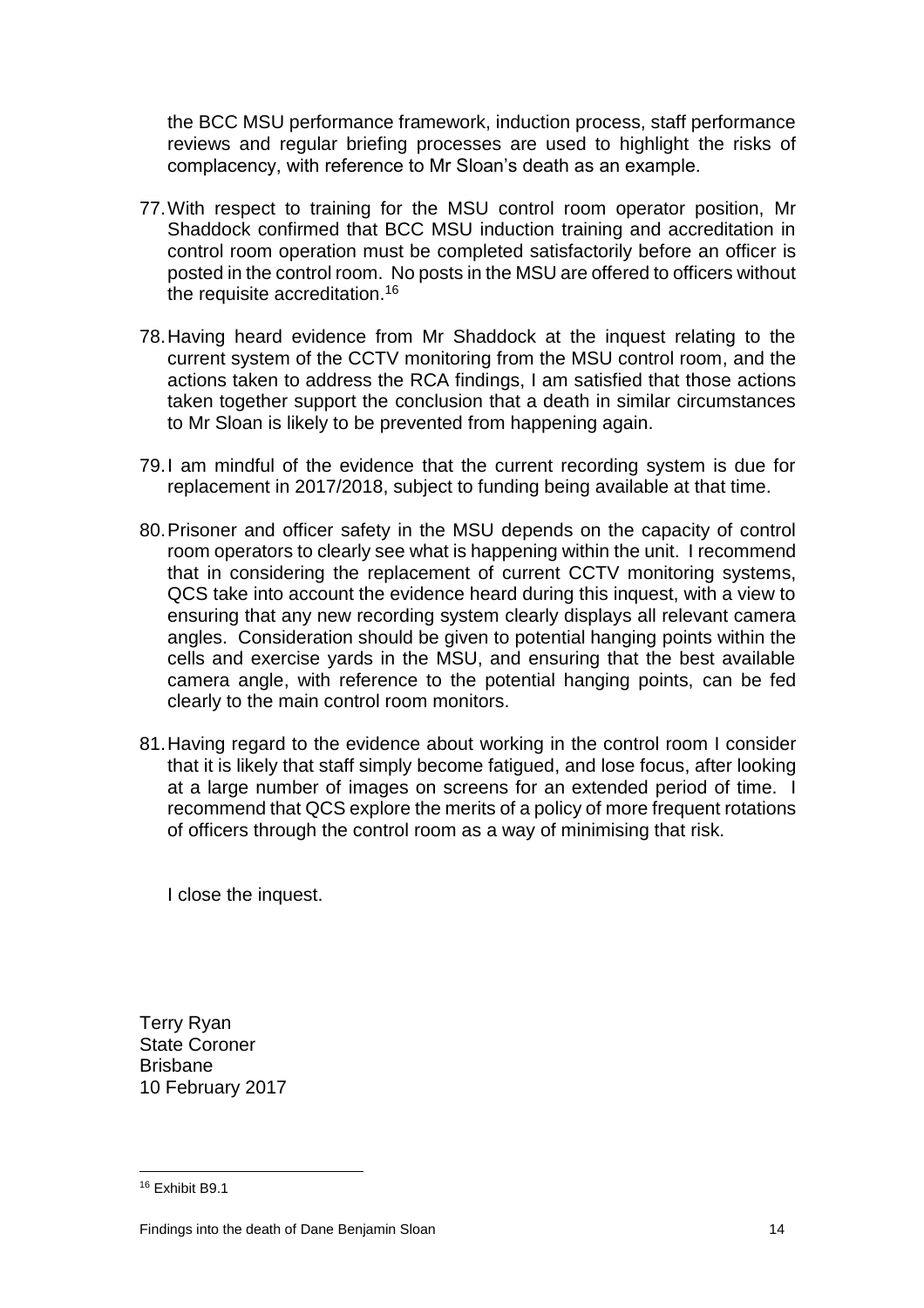the BCC MSU performance framework, induction process, staff performance reviews and regular briefing processes are used to highlight the risks of complacency, with reference to Mr Sloan's death as an example.

77. With respect to training for the MSU control room operator position, Mr Shaddock confirmed that BCC MSU induction training and accreditation in control room operation must be completed satisfactorily before an officer is posted in the control room. No posts in the MSU are offered to officers without the requisite accreditation.[16]

78. Having heard evidence from Mr Shaddock at the inquest relating to the current system of the CCTV monitoring from the MSU control room, and the actions taken to address the RCA findings, I am satisfied that those actions taken together support the conclusion that a death in similar circumstances to Mr Sloan is likely to be prevented from happening again.

79. I am mindful of the evidence that the current recording system is due for replacement in 2017/2018, subject to funding being available at that time.

80. Prisoner and officer safety in the MSU depends on the capacity of control room operators to clearly see what is happening within the unit. I recommend that in considering the replacement of current CCTV monitoring systems, QCS take into account the evidence heard during this inquest, with a view to ensuring that any new recording system clearly displays all relevant camera angles. Consideration should be given to potential hanging points within the cells and exercise yards in the MSU, and ensuring that the best available camera angle, with reference to the potential hanging points, can be fed clearly to the main control room monitors.

81. Having regard to the evidence about working in the control room I consider that it is likely that staff simply become fatigued, and lose focus, after looking at a large number of images on screens for an extended period of time. I recommend that QCS explore the merits of a policy of more frequent rotations of officers through the control room as a way of minimising that risk.

I close the inquest.

Terry Ryan
State Coroner
Brisbane
10 February 2017

---

[16] Exhibit B9.1